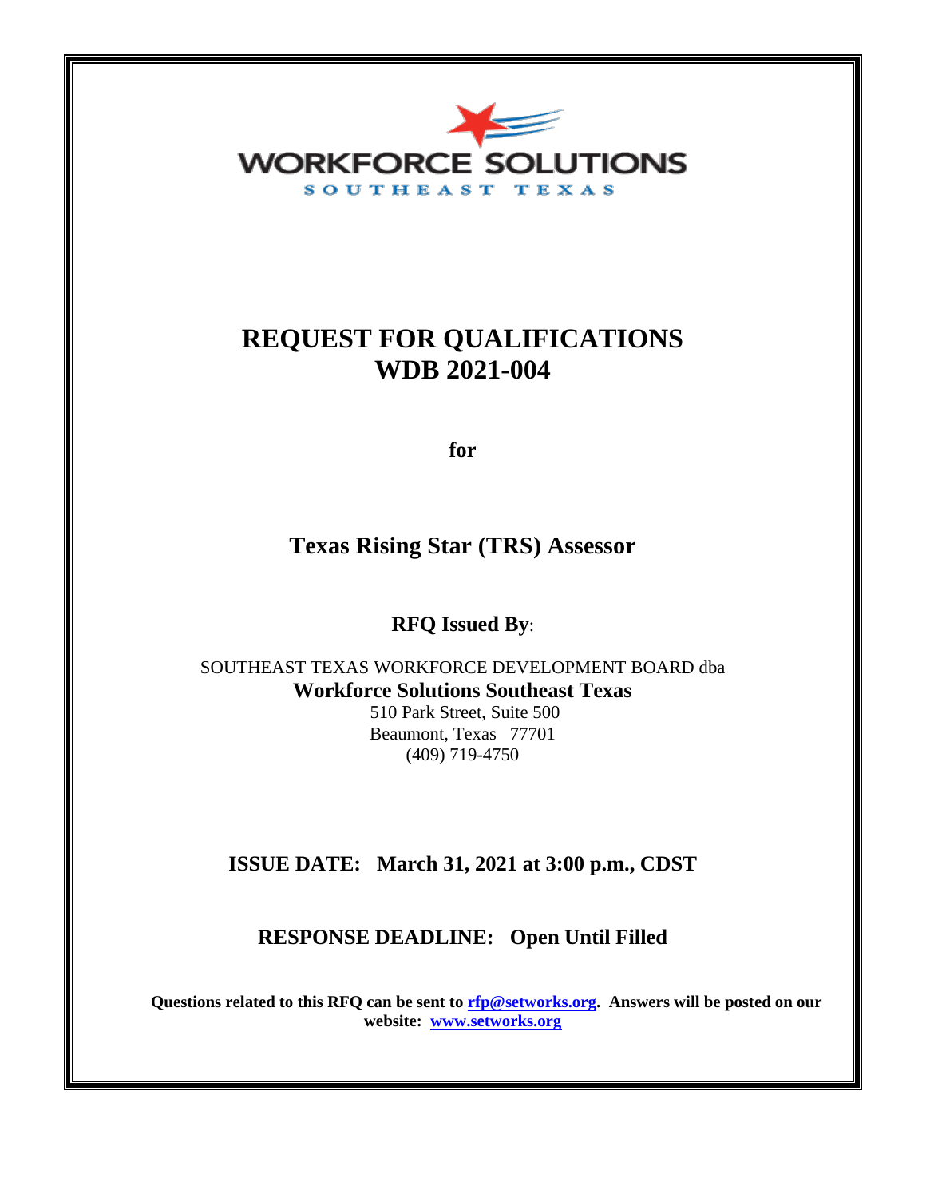WORKFORCE SOLUTIONS

SOUTHEAST TEXAS

# REQUEST FOR QUALIFICATIONS
# WDB 2021-004

**for**

## Texas Rising Star (TRS) Assessor

**RFQ Issued By**:

SOUTHEAST TEXAS WORKFORCE DEVELOPMENT BOARD dba
**Workforce Solutions Southeast Texas**
510 Park Street, Suite 500
Beaumont, Texas 77701
(409) 719-4750

**ISSUE DATE: March 31, 2021 at 3:00 p.m., CDST**

**RESPONSE DEADLINE: Open Until Filled**

**Questions related to this RFQ can be sent to rfp@setworks.org. Answers will be posted on our website: www.setworks.org**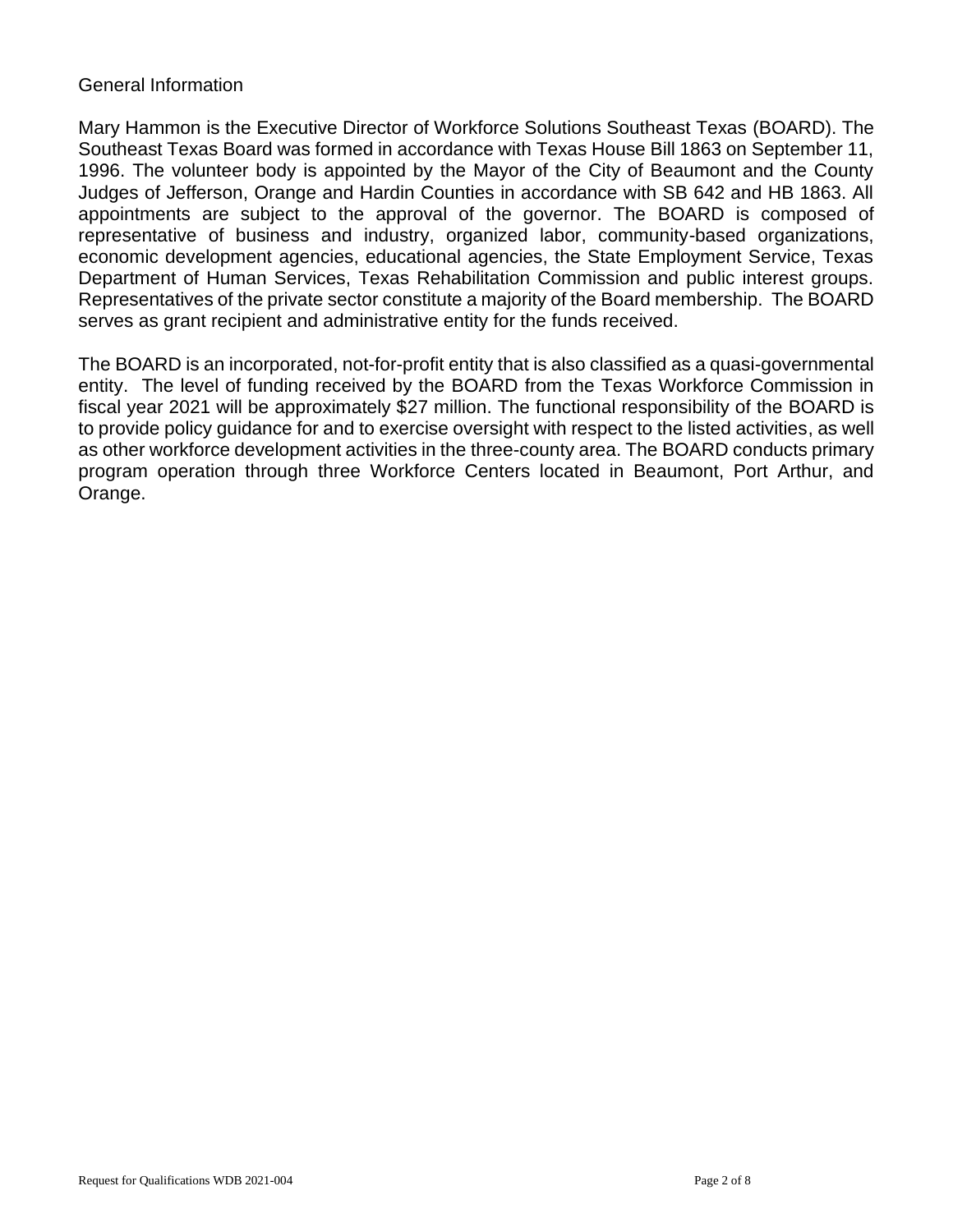## General Information

Mary Hammon is the Executive Director of Workforce Solutions Southeast Texas (BOARD). The Southeast Texas Board was formed in accordance with Texas House Bill 1863 on September 11, 1996. The volunteer body is appointed by the Mayor of the City of Beaumont and the County Judges of Jefferson, Orange and Hardin Counties in accordance with SB 642 and HB 1863. All appointments are subject to the approval of the governor. The BOARD is composed of representative of business and industry, organized labor, community-based organizations, economic development agencies, educational agencies, the State Employment Service, Texas Department of Human Services, Texas Rehabilitation Commission and public interest groups. Representatives of the private sector constitute a majority of the Board membership. The BOARD serves as grant recipient and administrative entity for the funds received.

The BOARD is an incorporated, not-for-profit entity that is also classified as a quasi-governmental entity. The level of funding received by the BOARD from the Texas Workforce Commission in fiscal year 2021 will be approximately $27 million. The functional responsibility of the BOARD is to provide policy guidance for and to exercise oversight with respect to the listed activities, as well as other workforce development activities in the three-county area. The BOARD conducts primary program operation through three Workforce Centers located in Beaumont, Port Arthur, and Orange.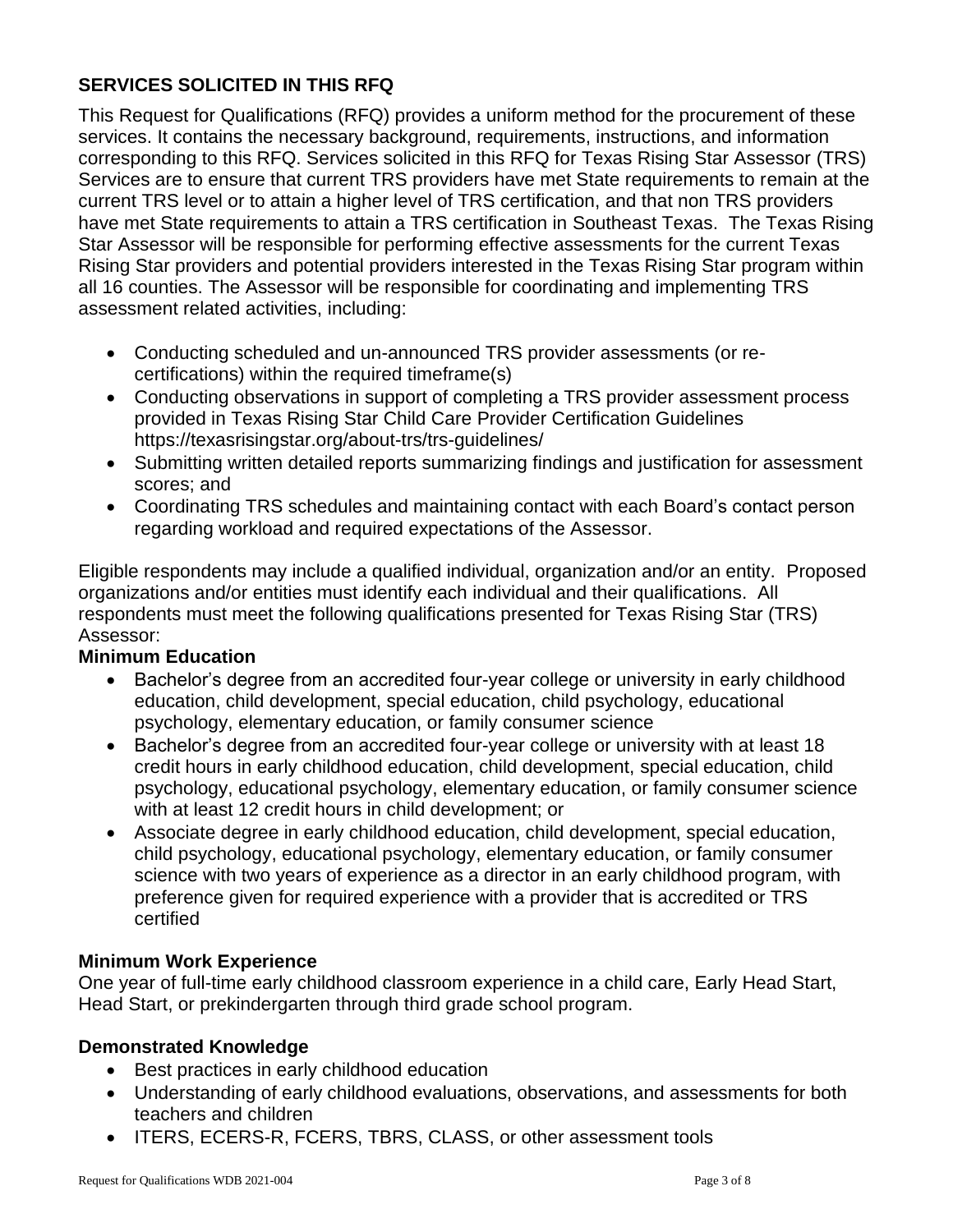## SERVICES SOLICITED IN THIS RFQ

This Request for Qualifications (RFQ) provides a uniform method for the procurement of these services. It contains the necessary background, requirements, instructions, and information corresponding to this RFQ. Services solicited in this RFQ for Texas Rising Star Assessor (TRS) Services are to ensure that current TRS providers have met State requirements to remain at the current TRS level or to attain a higher level of TRS certification, and that non TRS providers have met State requirements to attain a TRS certification in Southeast Texas. The Texas Rising Star Assessor will be responsible for performing effective assessments for the current Texas Rising Star providers and potential providers interested in the Texas Rising Star program within all 16 counties. The Assessor will be responsible for coordinating and implementing TRS assessment related activities, including:

- Conducting scheduled and un-announced TRS provider assessments (or re-certifications) within the required timeframe(s)
- Conducting observations in support of completing a TRS provider assessment process provided in Texas Rising Star Child Care Provider Certification Guidelines https://texasrisingstar.org/about-trs/trs-guidelines/
- Submitting written detailed reports summarizing findings and justification for assessment scores; and
- Coordinating TRS schedules and maintaining contact with each Board's contact person regarding workload and required expectations of the Assessor.

Eligible respondents may include a qualified individual, organization and/or an entity. Proposed organizations and/or entities must identify each individual and their qualifications. All respondents must meet the following qualifications presented for Texas Rising Star (TRS) Assessor:

### Minimum Education

- Bachelor's degree from an accredited four-year college or university in early childhood education, child development, special education, child psychology, educational psychology, elementary education, or family consumer science
- Bachelor's degree from an accredited four-year college or university with at least 18 credit hours in early childhood education, child development, special education, child psychology, educational psychology, elementary education, or family consumer science with at least 12 credit hours in child development; or
- Associate degree in early childhood education, child development, special education, child psychology, educational psychology, elementary education, or family consumer science with two years of experience as a director in an early childhood program, with preference given for required experience with a provider that is accredited or TRS certified

### Minimum Work Experience

One year of full-time early childhood classroom experience in a child care, Early Head Start, Head Start, or prekindergarten through third grade school program.

### Demonstrated Knowledge

- Best practices in early childhood education
- Understanding of early childhood evaluations, observations, and assessments for both teachers and children
- ITERS, ECERS-R, FCERS, TBRS, CLASS, or other assessment tools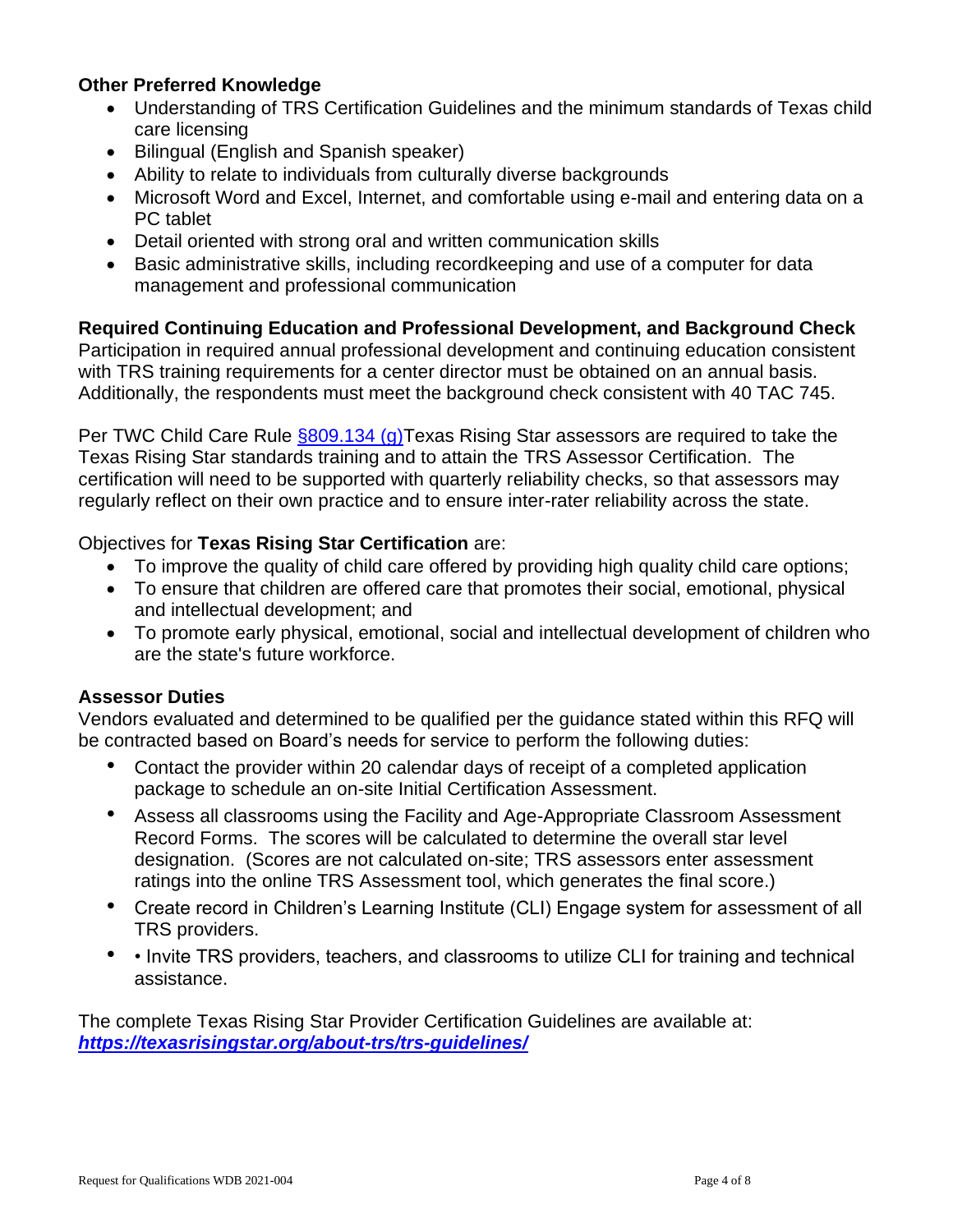### Other Preferred Knowledge

- Understanding of TRS Certification Guidelines and the minimum standards of Texas child care licensing
- Bilingual (English and Spanish speaker)
- Ability to relate to individuals from culturally diverse backgrounds
- Microsoft Word and Excel, Internet, and comfortable using e-mail and entering data on a PC tablet
- Detail oriented with strong oral and written communication skills
- Basic administrative skills, including recordkeeping and use of a computer for data management and professional communication

### Required Continuing Education and Professional Development, and Background Check

Participation in required annual professional development and continuing education consistent with TRS training requirements for a center director must be obtained on an annual basis. Additionally, the respondents must meet the background check consistent with 40 TAC 745.

Per TWC Child Care Rule §809.134 (g)Texas Rising Star assessors are required to take the Texas Rising Star standards training and to attain the TRS Assessor Certification. The certification will need to be supported with quarterly reliability checks, so that assessors may regularly reflect on their own practice and to ensure inter-rater reliability across the state.

Objectives for **Texas Rising Star Certification** are:

- To improve the quality of child care offered by providing high quality child care options;
- To ensure that children are offered care that promotes their social, emotional, physical and intellectual development; and
- To promote early physical, emotional, social and intellectual development of children who are the state's future workforce.

### Assessor Duties

Vendors evaluated and determined to be qualified per the guidance stated within this RFQ will be contracted based on Board's needs for service to perform the following duties:

- Contact the provider within 20 calendar days of receipt of a completed application package to schedule an on-site Initial Certification Assessment.
- Assess all classrooms using the Facility and Age-Appropriate Classroom Assessment Record Forms. The scores will be calculated to determine the overall star level designation. (Scores are not calculated on-site; TRS assessors enter assessment ratings into the online TRS Assessment tool, which generates the final score.)
- Create record in Children's Learning Institute (CLI) Engage system for assessment of all TRS providers.
- • Invite TRS providers, teachers, and classrooms to utilize CLI for training and technical assistance.

The complete Texas Rising Star Provider Certification Guidelines are available at:
***https://texasrisingstar.org/about-trs/trs-guidelines/***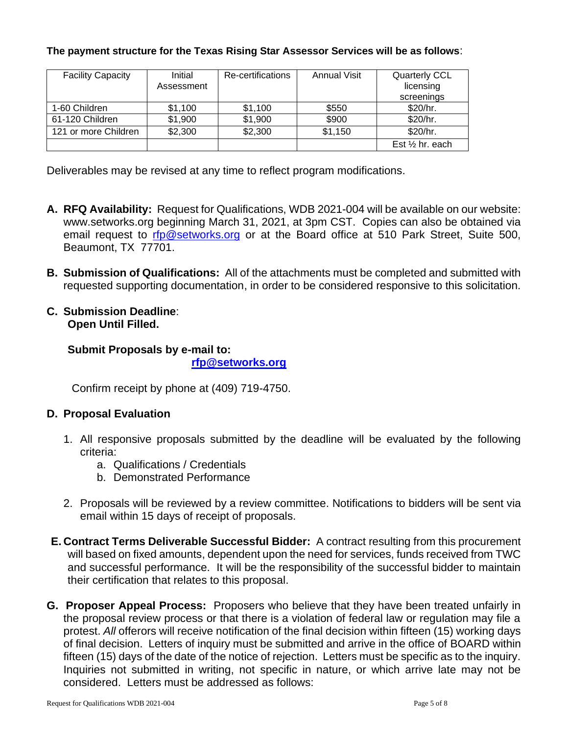**The payment structure for the Texas Rising Star Assessor Services will be as follows**:

| Facility Capacity | Initial Assessment | Re-certifications | Annual Visit | Quarterly CCL licensing screenings |
|---|---|---|---|---|
| 1-60 Children | $1,100 | $1,100 | $550 | $20/hr. |
| 61-120 Children | $1,900 | $1,900 | $900 | $20/hr. |
| 121 or more Children | $2,300 | $2,300 | $1,150 | $20/hr. |
| | | | | Est ½ hr. each |

Deliverables may be revised at any time to reflect program modifications.

**A. RFQ Availability:** Request for Qualifications, WDB 2021-004 will be available on our website: www.setworks.org beginning March 31, 2021, at 3pm CST. Copies can also be obtained via email request to rfp@setworks.org or at the Board office at 510 Park Street, Suite 500, Beaumont, TX 77701.

**B. Submission of Qualifications:** All of the attachments must be completed and submitted with requested supporting documentation, in order to be considered responsive to this solicitation.

**C. Submission Deadline**:
**Open Until Filled.**

**Submit Proposals by e-mail to:**
**rfp@setworks.org**

Confirm receipt by phone at (409) 719-4750.

**D. Proposal Evaluation**

1. All responsive proposals submitted by the deadline will be evaluated by the following criteria:
   a. Qualifications / Credentials
   b. Demonstrated Performance

2. Proposals will be reviewed by a review committee. Notifications to bidders will be sent via email within 15 days of receipt of proposals.

**E. Contract Terms Deliverable Successful Bidder:** A contract resulting from this procurement will based on fixed amounts, dependent upon the need for services, funds received from TWC and successful performance. It will be the responsibility of the successful bidder to maintain their certification that relates to this proposal.

**G. Proposer Appeal Process:** Proposers who believe that they have been treated unfairly in the proposal review process or that there is a violation of federal law or regulation may file a protest. *All* offerors will receive notification of the final decision within fifteen (15) working days of final decision. Letters of inquiry must be submitted and arrive in the office of BOARD within fifteen (15) days of the date of the notice of rejection. Letters must be specific as to the inquiry. Inquiries not submitted in writing, not specific in nature, or which arrive late may not be considered. Letters must be addressed as follows: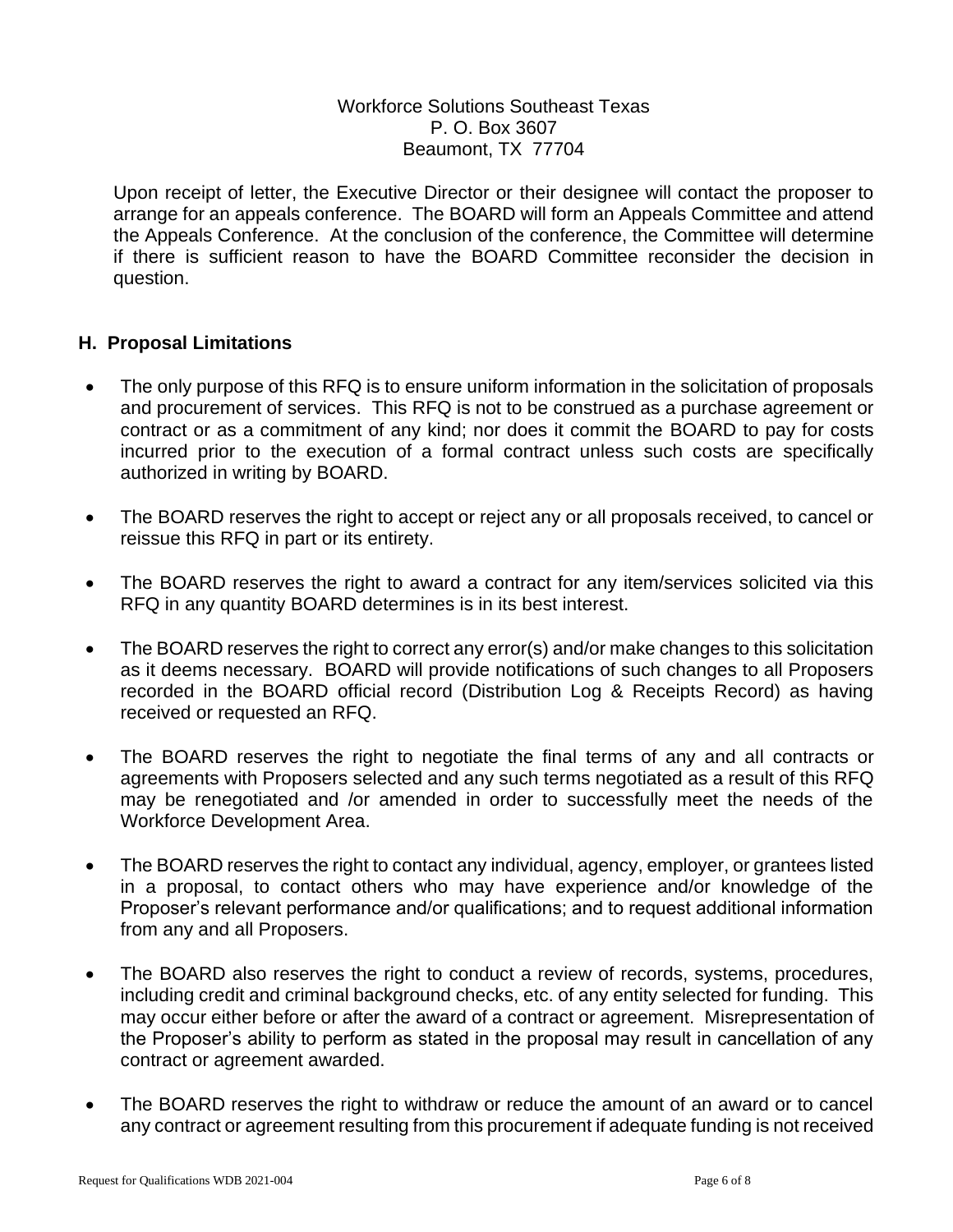Workforce Solutions Southeast Texas
P. O. Box 3607
Beaumont, TX 77704

Upon receipt of letter, the Executive Director or their designee will contact the proposer to arrange for an appeals conference. The BOARD will form an Appeals Committee and attend the Appeals Conference. At the conclusion of the conference, the Committee will determine if there is sufficient reason to have the BOARD Committee reconsider the decision in question.

### H. Proposal Limitations

- The only purpose of this RFQ is to ensure uniform information in the solicitation of proposals and procurement of services. This RFQ is not to be construed as a purchase agreement or contract or as a commitment of any kind; nor does it commit the BOARD to pay for costs incurred prior to the execution of a formal contract unless such costs are specifically authorized in writing by BOARD.
- The BOARD reserves the right to accept or reject any or all proposals received, to cancel or reissue this RFQ in part or its entirety.
- The BOARD reserves the right to award a contract for any item/services solicited via this RFQ in any quantity BOARD determines is in its best interest.
- The BOARD reserves the right to correct any error(s) and/or make changes to this solicitation as it deems necessary. BOARD will provide notifications of such changes to all Proposers recorded in the BOARD official record (Distribution Log & Receipts Record) as having received or requested an RFQ.
- The BOARD reserves the right to negotiate the final terms of any and all contracts or agreements with Proposers selected and any such terms negotiated as a result of this RFQ may be renegotiated and /or amended in order to successfully meet the needs of the Workforce Development Area.
- The BOARD reserves the right to contact any individual, agency, employer, or grantees listed in a proposal, to contact others who may have experience and/or knowledge of the Proposer's relevant performance and/or qualifications; and to request additional information from any and all Proposers.
- The BOARD also reserves the right to conduct a review of records, systems, procedures, including credit and criminal background checks, etc. of any entity selected for funding. This may occur either before or after the award of a contract or agreement. Misrepresentation of the Proposer's ability to perform as stated in the proposal may result in cancellation of any contract or agreement awarded.
- The BOARD reserves the right to withdraw or reduce the amount of an award or to cancel any contract or agreement resulting from this procurement if adequate funding is not received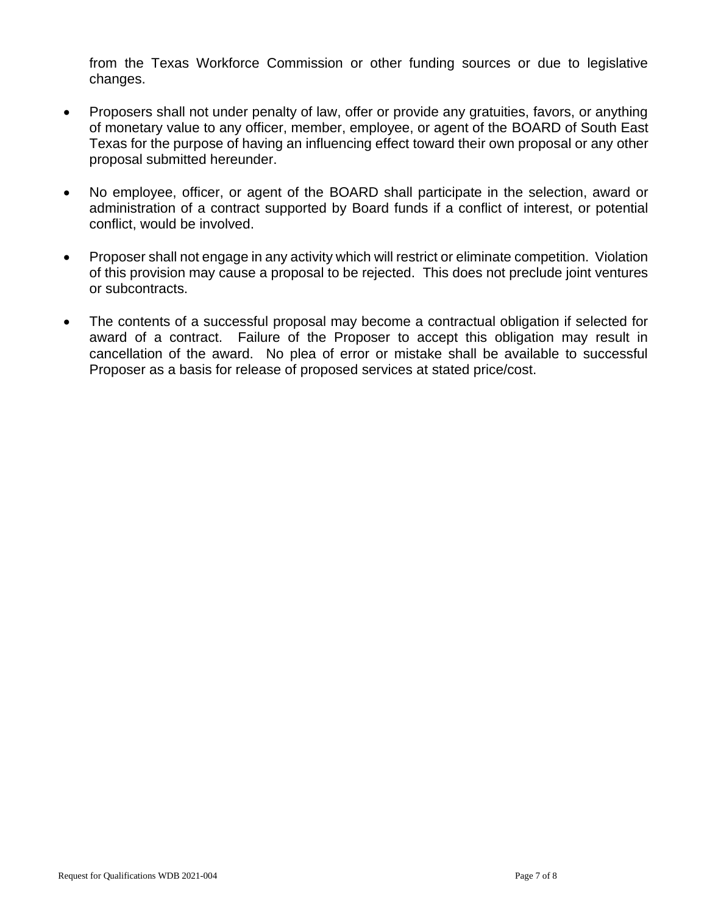from the Texas Workforce Commission or other funding sources or due to legislative changes.

- Proposers shall not under penalty of law, offer or provide any gratuities, favors, or anything of monetary value to any officer, member, employee, or agent of the BOARD of South East Texas for the purpose of having an influencing effect toward their own proposal or any other proposal submitted hereunder.

- No employee, officer, or agent of the BOARD shall participate in the selection, award or administration of a contract supported by Board funds if a conflict of interest, or potential conflict, would be involved.

- Proposer shall not engage in any activity which will restrict or eliminate competition. Violation of this provision may cause a proposal to be rejected. This does not preclude joint ventures or subcontracts.

- The contents of a successful proposal may become a contractual obligation if selected for award of a contract. Failure of the Proposer to accept this obligation may result in cancellation of the award. No plea of error or mistake shall be available to successful Proposer as a basis for release of proposed services at stated price/cost.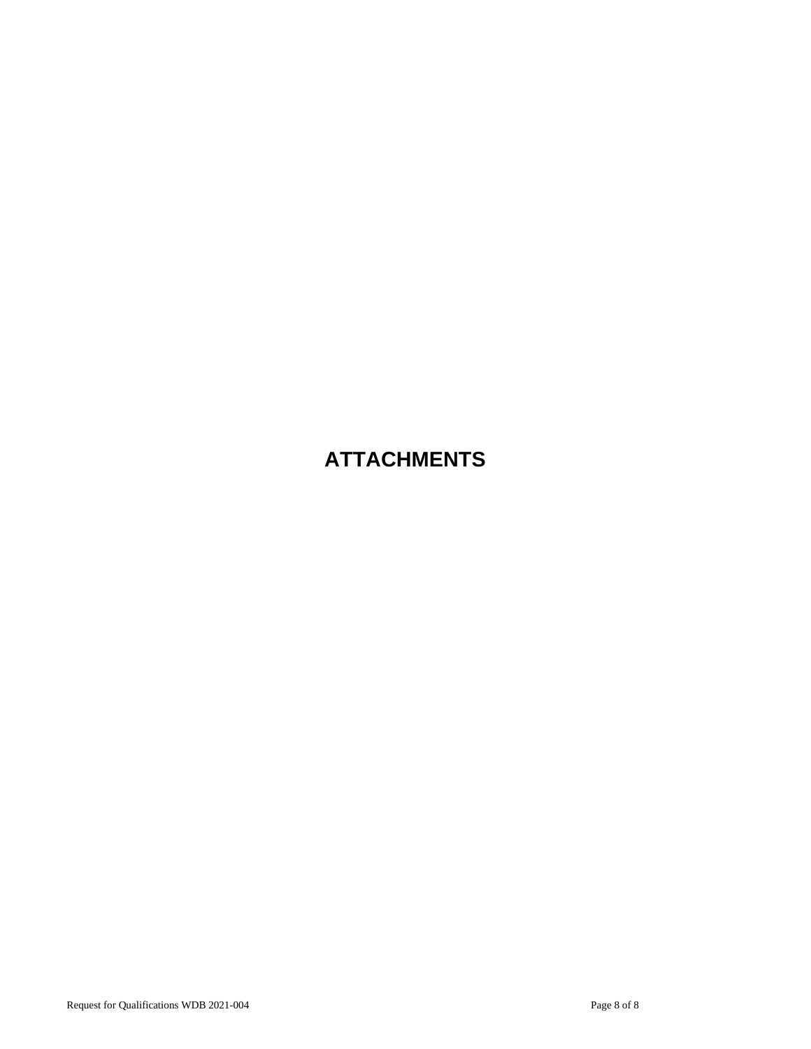# ATTACHMENTS